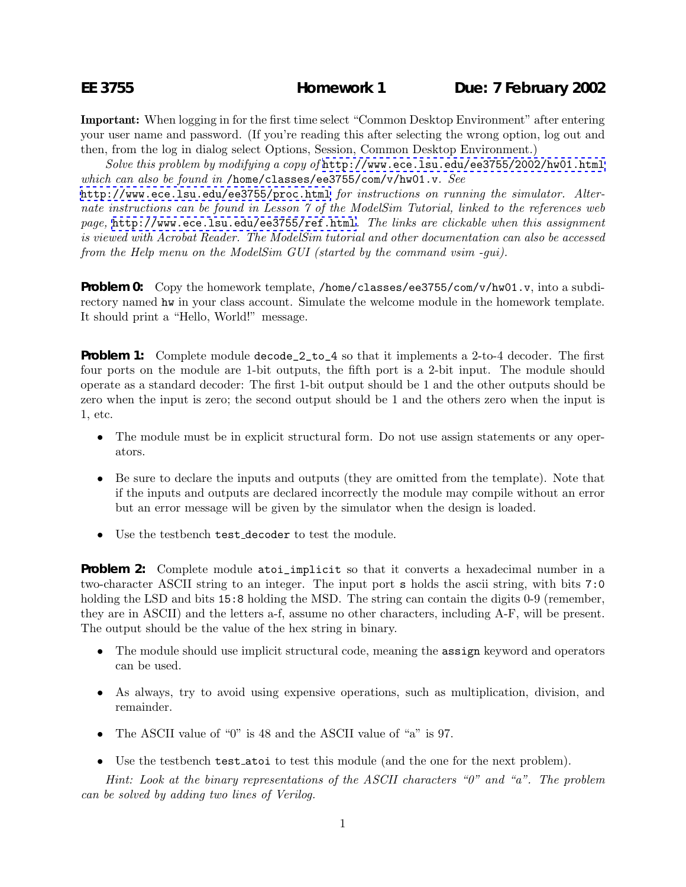# EE 3755 Homework 1 Due: 7 February 2002

**Important:** When logging in for the first time select "Common Desktop Environment" after entering your user name and password. (If you're reading this after selecting the wrong option, log out and then, from the log in dialog select Options, Session, Common Desktop Environment.)

*Solve this problem by modifying a copy of* `http://www.ece.lsu.edu/ee3755/2002/hw01.html` *which can also be found in* `/home/classes/ee3755/com/v/hw01.v`. *See* `http://www.ece.lsu.edu/ee3755/proc.html` *for instructions on running the simulator. Alternate instructions can be found in Lesson 7 of the ModelSim Tutorial, linked to the references web page,* `http://www.ece.lsu.edu/ee3755/ref.html`. *The links are clickable when this assignment is viewed with Acrobat Reader. The ModelSim tutorial and other documentation can also be accessed from the Help menu on the ModelSim GUI (started by the command vsim -gui).*

**Problem 0:** Copy the homework template, `/home/classes/ee3755/com/v/hw01.v`, into a subdirectory named `hw` in your class account. Simulate the welcome module in the homework template. It should print a "Hello, World!" message.

**Problem 1:** Complete module `decode_2_to_4` so that it implements a 2-to-4 decoder. The first four ports on the module are 1-bit outputs, the fifth port is a 2-bit input. The module should operate as a standard decoder: The first 1-bit output should be 1 and the other outputs should be zero when the input is zero; the second output should be 1 and the others zero when the input is 1, etc.

- The module must be in explicit structural form. Do not use assign statements or any operators.
- Be sure to declare the inputs and outputs (they are omitted from the template). Note that if the inputs and outputs are declared incorrectly the module may compile without an error but an error message will be given by the simulator when the design is loaded.
- Use the testbench `test_decoder` to test the module.

**Problem 2:** Complete module `atoi_implicit` so that it converts a hexadecimal number in a two-character ASCII string to an integer. The input port `s` holds the ascii string, with bits `7:0` holding the LSD and bits `15:8` holding the MSD. The string can contain the digits 0-9 (remember, they are in ASCII) and the letters a-f, assume no other characters, including A-F, will be present. The output should be the value of the hex string in binary.

- The module should use implicit structural code, meaning the `assign` keyword and operators can be used.
- As always, try to avoid using expensive operations, such as multiplication, division, and remainder.
- The ASCII value of "0" is 48 and the ASCII value of "a" is 97.
- Use the testbench `test_atoi` to test this module (and the one for the next problem).

*Hint: Look at the binary representations of the ASCII characters "0" and "a". The problem can be solved by adding two lines of Verilog.*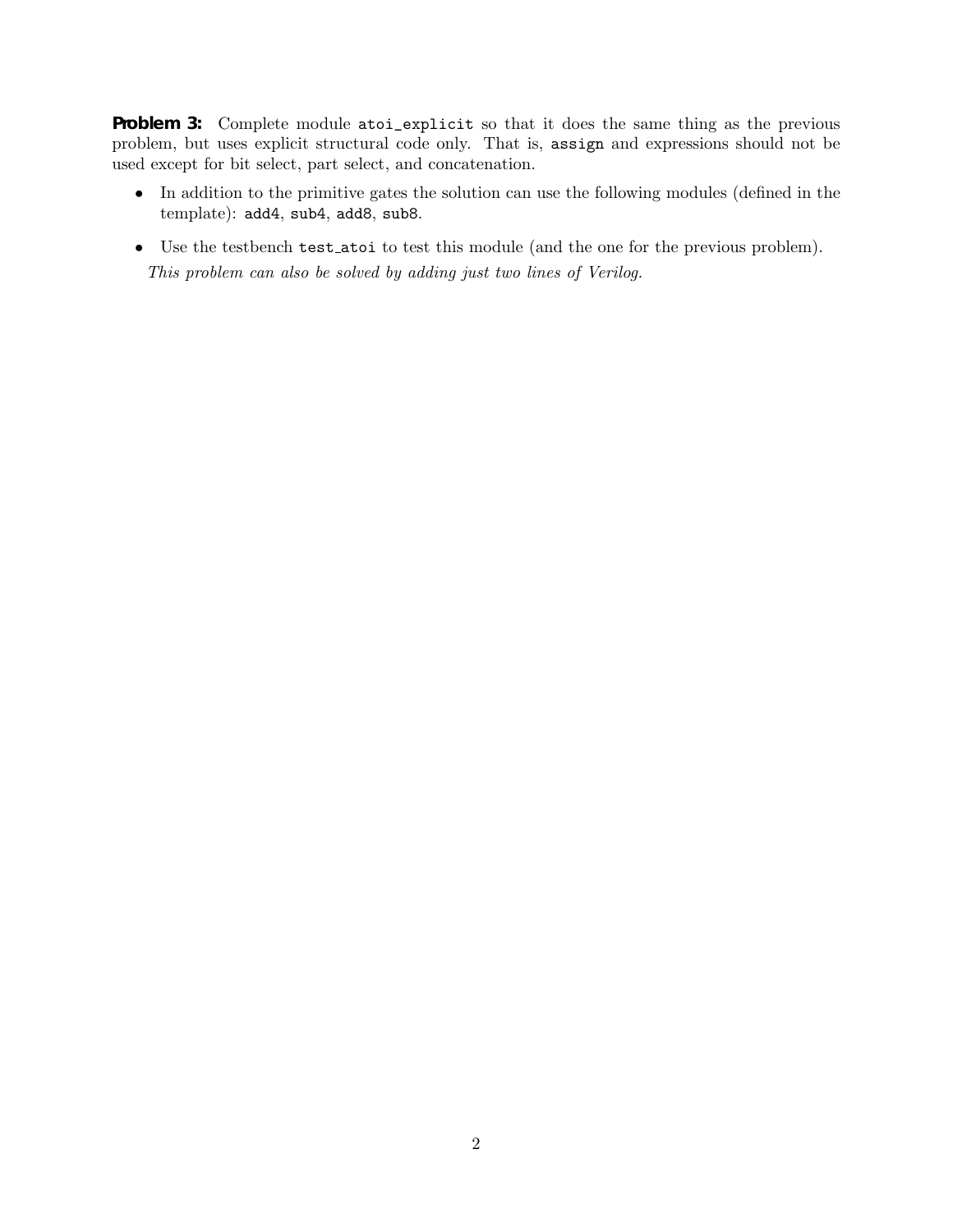**Problem 3:** Complete module `atoi_explicit` so that it does the same thing as the previous problem, but uses explicit structural code only. That is, `assign` and expressions should not be used except for bit select, part select, and concatenation.

- In addition to the primitive gates the solution can use the following modules (defined in the template): `add4`, `sub4`, `add8`, `sub8`.
- Use the testbench `test_atoi` to test this module (and the one for the previous problem).

  *This problem can also be solved by adding just two lines of Verilog.*